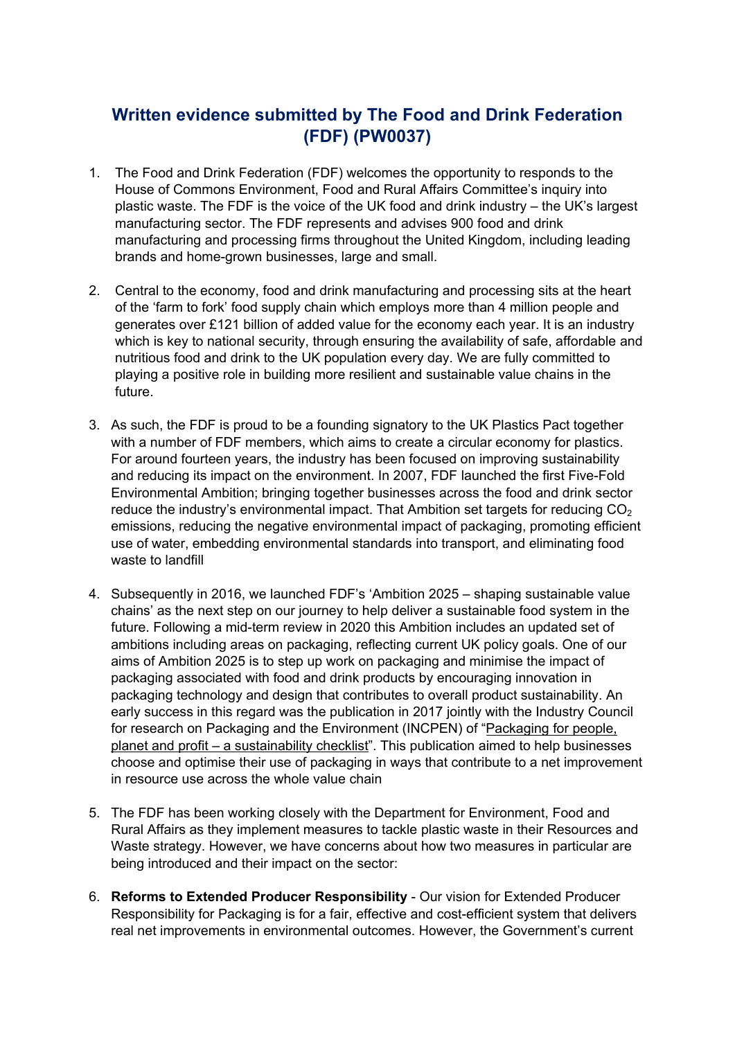# Written evidence submitted by The Food and Drink Federation (FDF) (PW0037)

1. The Food and Drink Federation (FDF) welcomes the opportunity to responds to the House of Commons Environment, Food and Rural Affairs Committee's inquiry into plastic waste. The FDF is the voice of the UK food and drink industry – the UK's largest manufacturing sector. The FDF represents and advises 900 food and drink manufacturing and processing firms throughout the United Kingdom, including leading brands and home-grown businesses, large and small.

2. Central to the economy, food and drink manufacturing and processing sits at the heart of the 'farm to fork' food supply chain which employs more than 4 million people and generates over £121 billion of added value for the economy each year. It is an industry which is key to national security, through ensuring the availability of safe, affordable and nutritious food and drink to the UK population every day. We are fully committed to playing a positive role in building more resilient and sustainable value chains in the future.

3. As such, the FDF is proud to be a founding signatory to the UK Plastics Pact together with a number of FDF members, which aims to create a circular economy for plastics. For around fourteen years, the industry has been focused on improving sustainability and reducing its impact on the environment. In 2007, FDF launched the first Five-Fold Environmental Ambition; bringing together businesses across the food and drink sector reduce the industry's environmental impact. That Ambition set targets for reducing $CO_2$ emissions, reducing the negative environmental impact of packaging, promoting efficient use of water, embedding environmental standards into transport, and eliminating food waste to landfill

4. Subsequently in 2016, we launched FDF's 'Ambition 2025 – shaping sustainable value chains' as the next step on our journey to help deliver a sustainable food system in the future. Following a mid-term review in 2020 this Ambition includes an updated set of ambitions including areas on packaging, reflecting current UK policy goals. One of our aims of Ambition 2025 is to step up work on packaging and minimise the impact of packaging associated with food and drink products by encouraging innovation in packaging technology and design that contributes to overall product sustainability. An early success in this regard was the publication in 2017 jointly with the Industry Council for research on Packaging and the Environment (INCPEN) of "Packaging for people, planet and profit – a sustainability checklist". This publication aimed to help businesses choose and optimise their use of packaging in ways that contribute to a net improvement in resource use across the whole value chain

5. The FDF has been working closely with the Department for Environment, Food and Rural Affairs as they implement measures to tackle plastic waste in their Resources and Waste strategy. However, we have concerns about how two measures in particular are being introduced and their impact on the sector:

6. **Reforms to Extended Producer Responsibility** - Our vision for Extended Producer Responsibility for Packaging is for a fair, effective and cost-efficient system that delivers real net improvements in environmental outcomes. However, the Government's current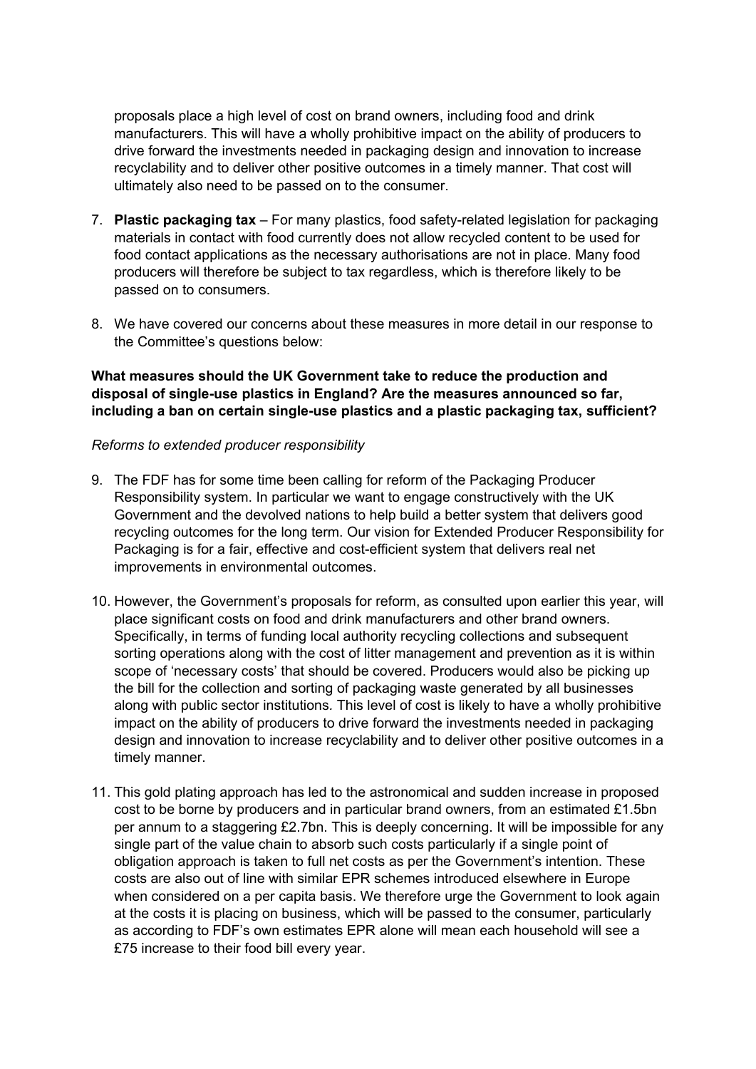proposals place a high level of cost on brand owners, including food and drink manufacturers. This will have a wholly prohibitive impact on the ability of producers to drive forward the investments needed in packaging design and innovation to increase recyclability and to deliver other positive outcomes in a timely manner. That cost will ultimately also need to be passed on to the consumer.

7. **Plastic packaging tax** – For many plastics, food safety-related legislation for packaging materials in contact with food currently does not allow recycled content to be used for food contact applications as the necessary authorisations are not in place. Many food producers will therefore be subject to tax regardless, which is therefore likely to be passed on to consumers.

8. We have covered our concerns about these measures in more detail in our response to the Committee's questions below:

**What measures should the UK Government take to reduce the production and disposal of single-use plastics in England? Are the measures announced so far, including a ban on certain single-use plastics and a plastic packaging tax, sufficient?**

*Reforms to extended producer responsibility*

9. The FDF has for some time been calling for reform of the Packaging Producer Responsibility system. In particular we want to engage constructively with the UK Government and the devolved nations to help build a better system that delivers good recycling outcomes for the long term. Our vision for Extended Producer Responsibility for Packaging is for a fair, effective and cost-efficient system that delivers real net improvements in environmental outcomes.

10. However, the Government's proposals for reform, as consulted upon earlier this year, will place significant costs on food and drink manufacturers and other brand owners. Specifically, in terms of funding local authority recycling collections and subsequent sorting operations along with the cost of litter management and prevention as it is within scope of 'necessary costs' that should be covered. Producers would also be picking up the bill for the collection and sorting of packaging waste generated by all businesses along with public sector institutions. This level of cost is likely to have a wholly prohibitive impact on the ability of producers to drive forward the investments needed in packaging design and innovation to increase recyclability and to deliver other positive outcomes in a timely manner.

11. This gold plating approach has led to the astronomical and sudden increase in proposed cost to be borne by producers and in particular brand owners, from an estimated £1.5bn per annum to a staggering £2.7bn. This is deeply concerning. It will be impossible for any single part of the value chain to absorb such costs particularly if a single point of obligation approach is taken to full net costs as per the Government's intention. These costs are also out of line with similar EPR schemes introduced elsewhere in Europe when considered on a per capita basis. We therefore urge the Government to look again at the costs it is placing on business, which will be passed to the consumer, particularly as according to FDF's own estimates EPR alone will mean each household will see a £75 increase to their food bill every year.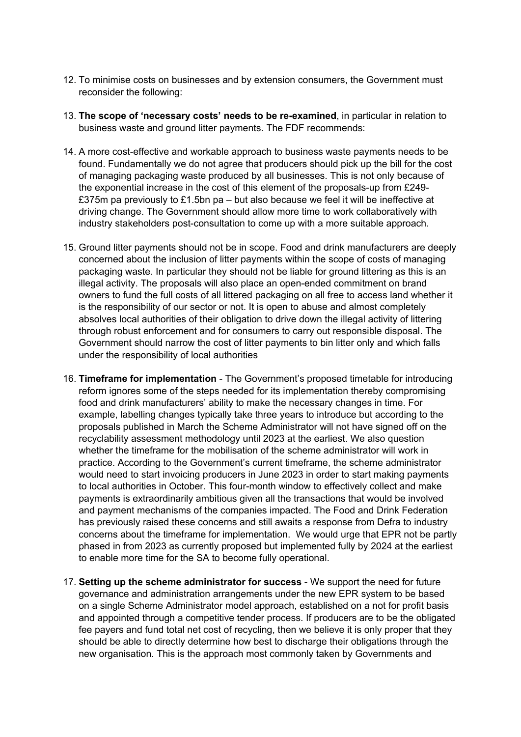12. To minimise costs on businesses and by extension consumers, the Government must reconsider the following:

13. **The scope of 'necessary costs' needs to be re-examined**, in particular in relation to business waste and ground litter payments. The FDF recommends:

14. A more cost-effective and workable approach to business waste payments needs to be found. Fundamentally we do not agree that producers should pick up the bill for the cost of managing packaging waste produced by all businesses. This is not only because of the exponential increase in the cost of this element of the proposals-up from £249-£375m pa previously to £1.5bn pa – but also because we feel it will be ineffective at driving change. The Government should allow more time to work collaboratively with industry stakeholders post-consultation to come up with a more suitable approach.

15. Ground litter payments should not be in scope. Food and drink manufacturers are deeply concerned about the inclusion of litter payments within the scope of costs of managing packaging waste. In particular they should not be liable for ground littering as this is an illegal activity. The proposals will also place an open-ended commitment on brand owners to fund the full costs of all littered packaging on all free to access land whether it is the responsibility of our sector or not. It is open to abuse and almost completely absolves local authorities of their obligation to drive down the illegal activity of littering through robust enforcement and for consumers to carry out responsible disposal. The Government should narrow the cost of litter payments to bin litter only and which falls under the responsibility of local authorities

16. **Timeframe for implementation** - The Government's proposed timetable for introducing reform ignores some of the steps needed for its implementation thereby compromising food and drink manufacturers' ability to make the necessary changes in time. For example, labelling changes typically take three years to introduce but according to the proposals published in March the Scheme Administrator will not have signed off on the recyclability assessment methodology until 2023 at the earliest. We also question whether the timeframe for the mobilisation of the scheme administrator will work in practice. According to the Government's current timeframe, the scheme administrator would need to start invoicing producers in June 2023 in order to start making payments to local authorities in October. This four-month window to effectively collect and make payments is extraordinarily ambitious given all the transactions that would be involved and payment mechanisms of the companies impacted. The Food and Drink Federation has previously raised these concerns and still awaits a response from Defra to industry concerns about the timeframe for implementation. We would urge that EPR not be partly phased in from 2023 as currently proposed but implemented fully by 2024 at the earliest to enable more time for the SA to become fully operational.

17. **Setting up the scheme administrator for success** - We support the need for future governance and administration arrangements under the new EPR system to be based on a single Scheme Administrator model approach, established on a not for profit basis and appointed through a competitive tender process. If producers are to be the obligated fee payers and fund total net cost of recycling, then we believe it is only proper that they should be able to directly determine how best to discharge their obligations through the new organisation. This is the approach most commonly taken by Governments and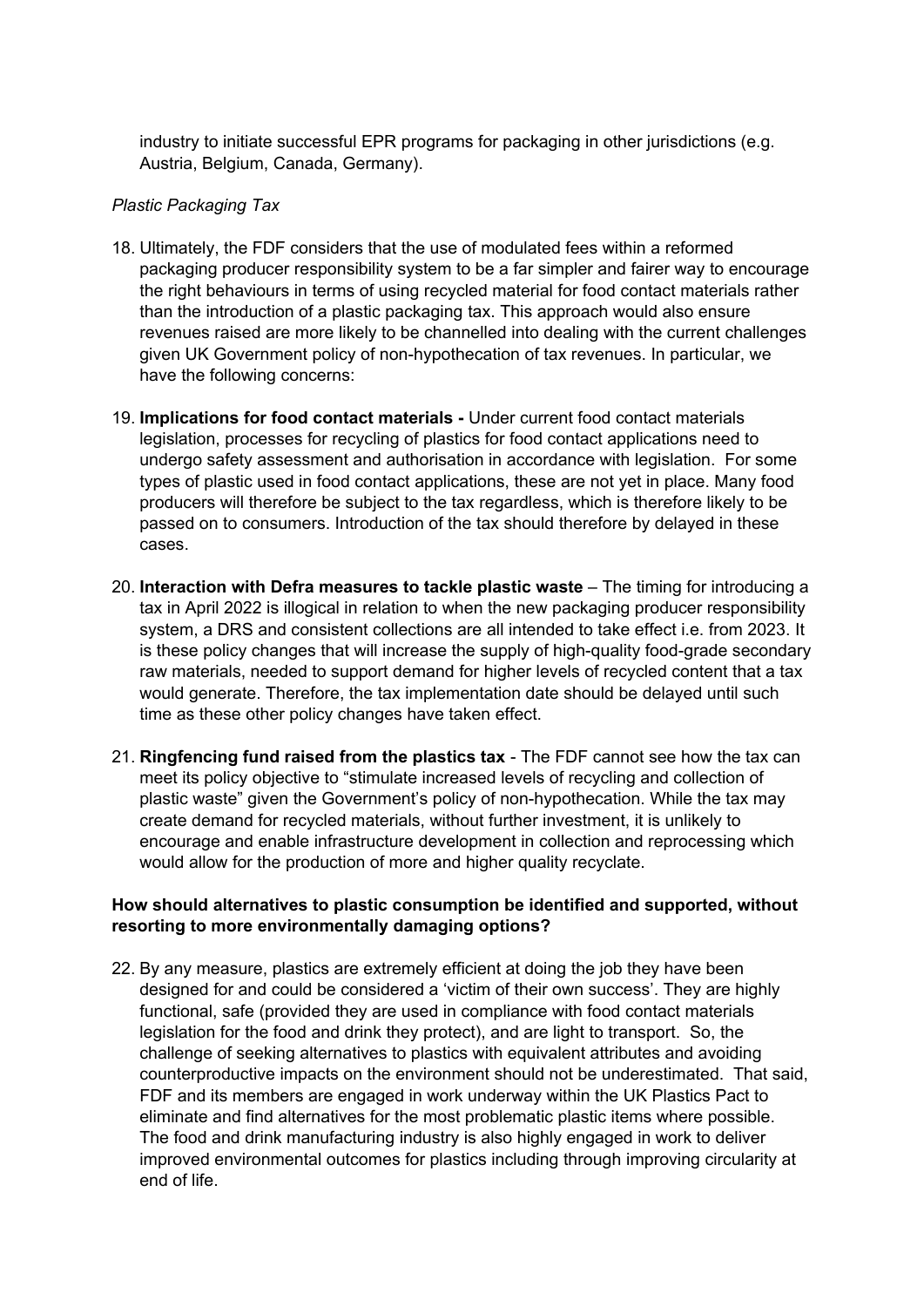industry to initiate successful EPR programs for packaging in other jurisdictions (e.g. Austria, Belgium, Canada, Germany).

*Plastic Packaging Tax*

18. Ultimately, the FDF considers that the use of modulated fees within a reformed packaging producer responsibility system to be a far simpler and fairer way to encourage the right behaviours in terms of using recycled material for food contact materials rather than the introduction of a plastic packaging tax. This approach would also ensure revenues raised are more likely to be channelled into dealing with the current challenges given UK Government policy of non-hypothecation of tax revenues. In particular, we have the following concerns:

19. **Implications for food contact materials -** Under current food contact materials legislation, processes for recycling of plastics for food contact applications need to undergo safety assessment and authorisation in accordance with legislation. For some types of plastic used in food contact applications, these are not yet in place. Many food producers will therefore be subject to the tax regardless, which is therefore likely to be passed on to consumers. Introduction of the tax should therefore by delayed in these cases.

20. **Interaction with Defra measures to tackle plastic waste** – The timing for introducing a tax in April 2022 is illogical in relation to when the new packaging producer responsibility system, a DRS and consistent collections are all intended to take effect i.e. from 2023. It is these policy changes that will increase the supply of high-quality food-grade secondary raw materials, needed to support demand for higher levels of recycled content that a tax would generate. Therefore, the tax implementation date should be delayed until such time as these other policy changes have taken effect.

21. **Ringfencing fund raised from the plastics tax** - The FDF cannot see how the tax can meet its policy objective to "stimulate increased levels of recycling and collection of plastic waste" given the Government's policy of non-hypothecation. While the tax may create demand for recycled materials, without further investment, it is unlikely to encourage and enable infrastructure development in collection and reprocessing which would allow for the production of more and higher quality recyclate.

**How should alternatives to plastic consumption be identified and supported, without resorting to more environmentally damaging options?**

22. By any measure, plastics are extremely efficient at doing the job they have been designed for and could be considered a 'victim of their own success'. They are highly functional, safe (provided they are used in compliance with food contact materials legislation for the food and drink they protect), and are light to transport. So, the challenge of seeking alternatives to plastics with equivalent attributes and avoiding counterproductive impacts on the environment should not be underestimated. That said, FDF and its members are engaged in work underway within the UK Plastics Pact to eliminate and find alternatives for the most problematic plastic items where possible. The food and drink manufacturing industry is also highly engaged in work to deliver improved environmental outcomes for plastics including through improving circularity at end of life.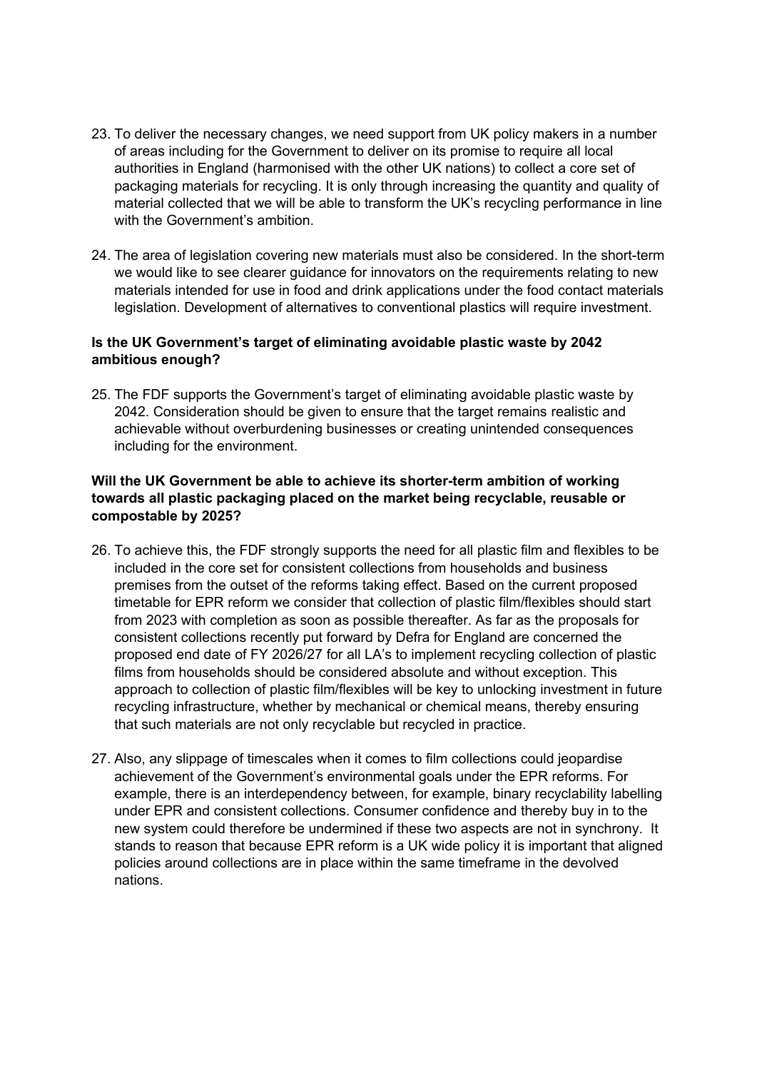23. To deliver the necessary changes, we need support from UK policy makers in a number of areas including for the Government to deliver on its promise to require all local authorities in England (harmonised with the other UK nations) to collect a core set of packaging materials for recycling. It is only through increasing the quantity and quality of material collected that we will be able to transform the UK's recycling performance in line with the Government's ambition.

24. The area of legislation covering new materials must also be considered. In the short-term we would like to see clearer guidance for innovators on the requirements relating to new materials intended for use in food and drink applications under the food contact materials legislation. Development of alternatives to conventional plastics will require investment.

**Is the UK Government's target of eliminating avoidable plastic waste by 2042 ambitious enough?**

25. The FDF supports the Government's target of eliminating avoidable plastic waste by 2042. Consideration should be given to ensure that the target remains realistic and achievable without overburdening businesses or creating unintended consequences including for the environment.

**Will the UK Government be able to achieve its shorter-term ambition of working towards all plastic packaging placed on the market being recyclable, reusable or compostable by 2025?**

26. To achieve this, the FDF strongly supports the need for all plastic film and flexibles to be included in the core set for consistent collections from households and business premises from the outset of the reforms taking effect. Based on the current proposed timetable for EPR reform we consider that collection of plastic film/flexibles should start from 2023 with completion as soon as possible thereafter. As far as the proposals for consistent collections recently put forward by Defra for England are concerned the proposed end date of FY 2026/27 for all LA's to implement recycling collection of plastic films from households should be considered absolute and without exception. This approach to collection of plastic film/flexibles will be key to unlocking investment in future recycling infrastructure, whether by mechanical or chemical means, thereby ensuring that such materials are not only recyclable but recycled in practice.

27. Also, any slippage of timescales when it comes to film collections could jeopardise achievement of the Government's environmental goals under the EPR reforms. For example, there is an interdependency between, for example, binary recyclability labelling under EPR and consistent collections. Consumer confidence and thereby buy in to the new system could therefore be undermined if these two aspects are not in synchrony. It stands to reason that because EPR reform is a UK wide policy it is important that aligned policies around collections are in place within the same timeframe in the devolved nations.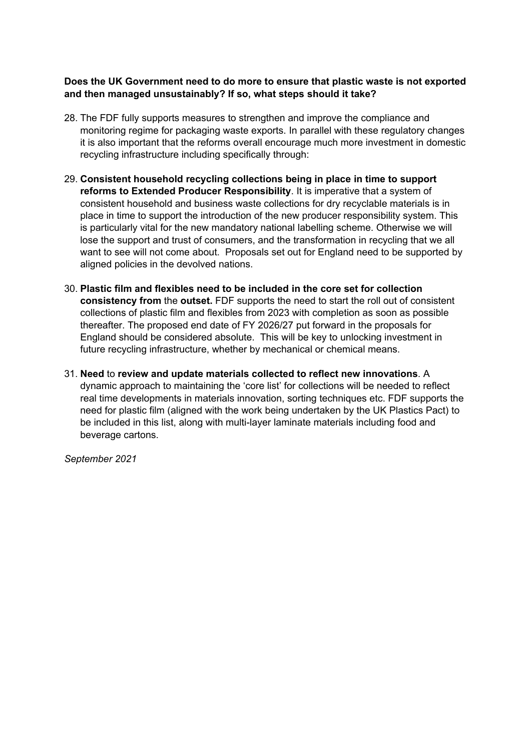**Does the UK Government need to do more to ensure that plastic waste is not exported and then managed unsustainably? If so, what steps should it take?**

28. The FDF fully supports measures to strengthen and improve the compliance and monitoring regime for packaging waste exports. In parallel with these regulatory changes it is also important that the reforms overall encourage much more investment in domestic recycling infrastructure including specifically through:

29. **Consistent household recycling collections being in place in time to support reforms to Extended Producer Responsibility**. It is imperative that a system of consistent household and business waste collections for dry recyclable materials is in place in time to support the introduction of the new producer responsibility system. This is particularly vital for the new mandatory national labelling scheme. Otherwise we will lose the support and trust of consumers, and the transformation in recycling that we all want to see will not come about. Proposals set out for England need to be supported by aligned policies in the devolved nations.

30. **Plastic film and flexibles need to be included in the core set for collection consistency from** the **outset.** FDF supports the need to start the roll out of consistent collections of plastic film and flexibles from 2023 with completion as soon as possible thereafter. The proposed end date of FY 2026/27 put forward in the proposals for England should be considered absolute. This will be key to unlocking investment in future recycling infrastructure, whether by mechanical or chemical means.

31. **Need** to **review and update materials collected to reflect new innovations**. A dynamic approach to maintaining the 'core list' for collections will be needed to reflect real time developments in materials innovation, sorting techniques etc. FDF supports the need for plastic film (aligned with the work being undertaken by the UK Plastics Pact) to be included in this list, along with multi-layer laminate materials including food and beverage cartons.

*September 2021*